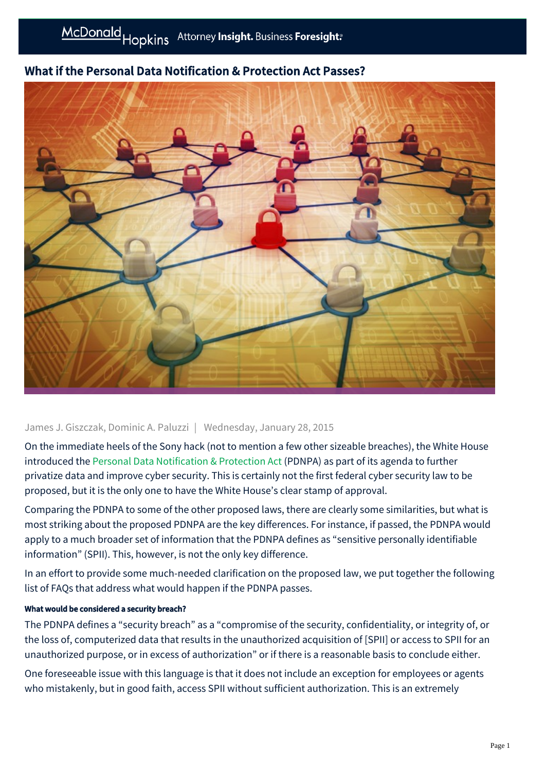# What if the Personal Data Notification & Protection Act Passes?

James J. Giszczak, Dominic A. Paluzzi | Wednesday, January 28, 2015

On the immediate heels of the Sony hack (not to mention a few other sizeable breaches), the White House introduced the Personal Data Notification & Protection Act (PDNPA) as part of its agenda to further privatize data and improve cyber security. This is certainly not the first federal cyber security law to be proposed, but it is the only one to have the White House's clear stamp of approval.

Comparing the PDNPA to some of the other proposed laws, there are clearly some similarities, but what is most striking about the proposed PDNPA are the key differences. For instance, if passed, the PDNPA would apply to a much broader set of information that the PDNPA defines as "sensitive personally identifiable information" (SPII). This, however, is not the only key difference.

In an effort to provide some much-needed clarification on the proposed law, we put together the following list of FAQs that address what would happen if the PDNPA passes.

#### What would be considered a security breach?

The PDNPA defines a "security breach" as a "compromise of the security, confidentiality, or integrity of, or the loss of, computerized data that results in the unauthorized acquisition of [SPII] or access to SPII for an unauthorized purpose, or in excess of authorization" or if there is a reasonable basis to conclude either.

One foreseeable issue with this language is that it does not include an exception for employees or agents who mistakenly, but in good faith, access SPII without sufficient authorization. This is an extremely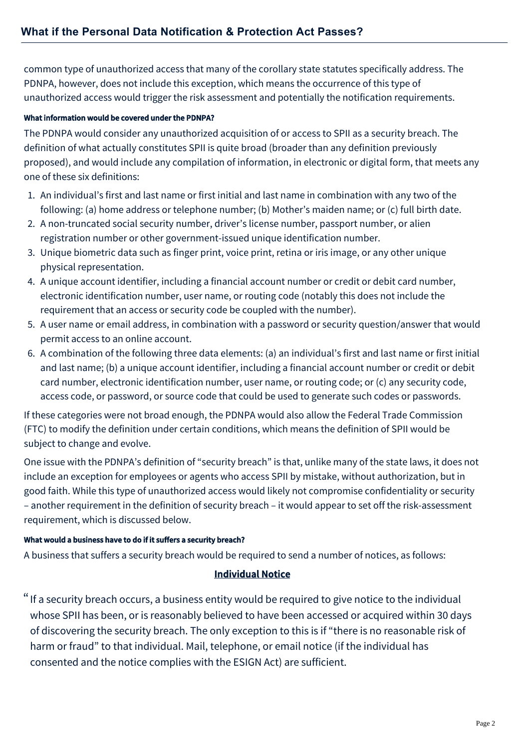common type of unauthorized access that many of the corollary state statutes specifically address. The PDNPA, however, does not include this exception, which means the occurrence of this type of unauthorized access would trigger the risk assessment and potentially the notification requirements.

#### What information would be covered under the PDNPA?

The PDNPA would consider any unauthorized acquisition of or access to SPII as a security breach. The definition of what actually constitutes SPII is quite broad (broader than any definition previously proposed), and would include any compilation of information, in electronic or digital form, that meets any one of these six definitions:

1. An individual's first and last name or first initial and last name in combination with any two of the following: (a) home address or telephone number; (b) Mother's maiden name; or (c) full birth date.
2. A non-truncated social security number, driver's license number, passport number, or alien registration number or other government-issued unique identification number.
3. Unique biometric data such as finger print, voice print, retina or iris image, or any other unique physical representation.
4. A unique account identifier, including a financial account number or credit or debit card number, electronic identification number, user name, or routing code (notably this does not include the requirement that an access or security code be coupled with the number).
5. A user name or email address, in combination with a password or security question/answer that would permit access to an online account.
6. A combination of the following three data elements: (a) an individual's first and last name or first initial and last name; (b) a unique account identifier, including a financial account number or credit or debit card number, electronic identification number, user name, or routing code; or (c) any security code, access code, or password, or source code that could be used to generate such codes or passwords.

If these categories were not broad enough, the PDNPA would also allow the Federal Trade Commission (FTC) to modify the definition under certain conditions, which means the definition of SPII would be subject to change and evolve.

One issue with the PDNPA's definition of "security breach" is that, unlike many of the state laws, it does not include an exception for employees or agents who access SPII by mistake, without authorization, but in good faith. While this type of unauthorized access would likely not compromise confidentiality or security – another requirement in the definition of security breach – it would appear to set off the risk-assessment requirement, which is discussed below.

#### What would a business have to do if it suffers a security breach?

A business that suffers a security breach would be required to send a number of notices, as follows:

**Individual Notice**

> "If a security breach occurs, a business entity would be required to give notice to the individual whose SPII has been, or is reasonably believed to have been accessed or acquired within 30 days of discovering the security breach. The only exception to this is if "there is no reasonable risk of harm or fraud" to that individual. Mail, telephone, or email notice (if the individual has consented and the notice complies with the ESIGN Act) are sufficient.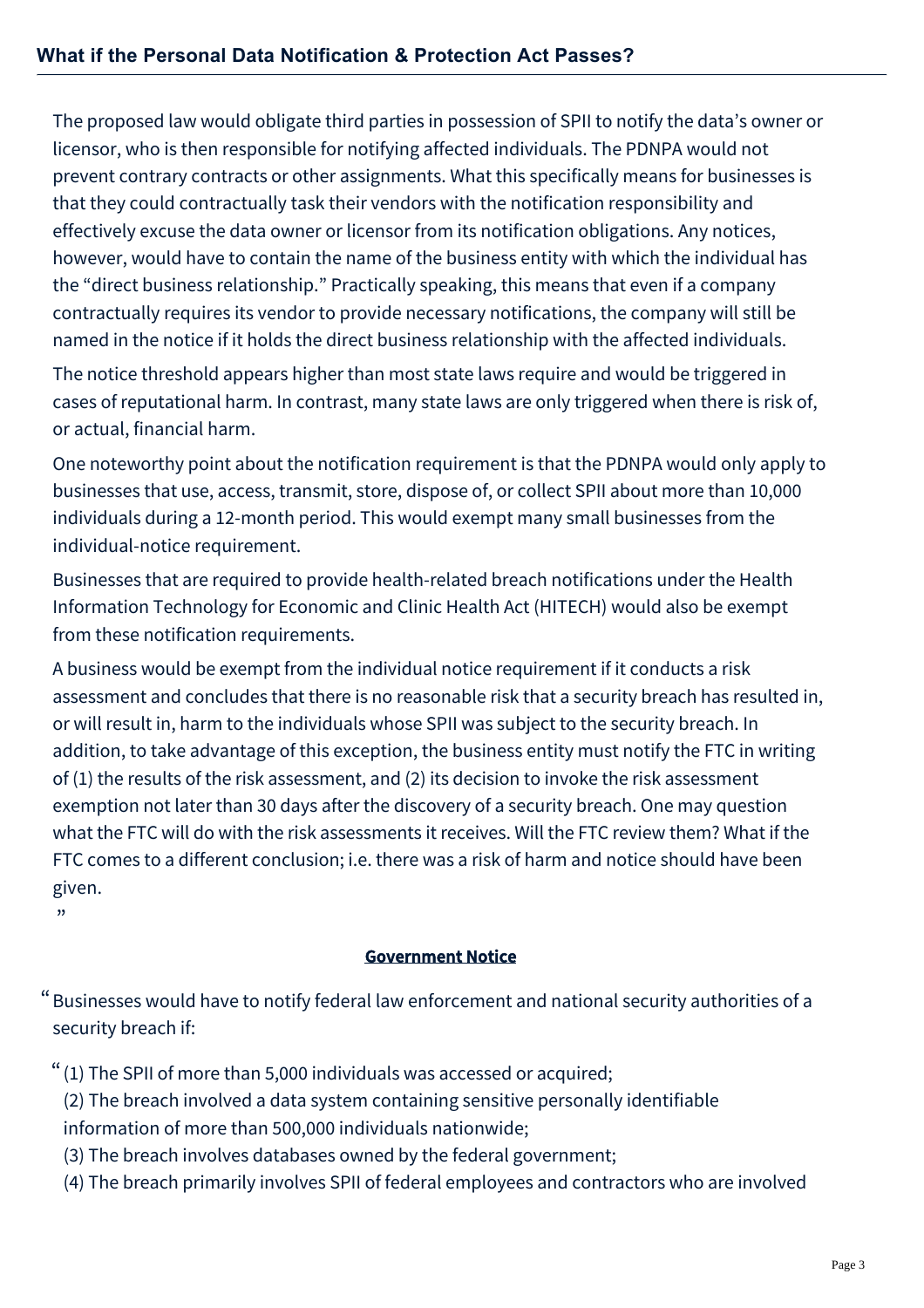The proposed law would obligate third parties in possession of SPII to notify the data's owner or licensor, who is then responsible for notifying affected individuals. The PDNPA would not prevent contrary contracts or other assignments. What this specifically means for businesses is that they could contractually task their vendors with the notification responsibility and effectively excuse the data owner or licensor from its notification obligations. Any notices, however, would have to contain the name of the business entity with which the individual has the "direct business relationship." Practically speaking, this means that even if a company contractually requires its vendor to provide necessary notifications, the company will still be named in the notice if it holds the direct business relationship with the affected individuals.

The notice threshold appears higher than most state laws require and would be triggered in cases of reputational harm. In contrast, many state laws are only triggered when there is risk of, or actual, financial harm.

One noteworthy point about the notification requirement is that the PDNPA would only apply to businesses that use, access, transmit, store, dispose of, or collect SPII about more than 10,000 individuals during a 12-month period. This would exempt many small businesses from the individual-notice requirement.

Businesses that are required to provide health-related breach notifications under the Health Information Technology for Economic and Clinic Health Act (HITECH) would also be exempt from these notification requirements.

A business would be exempt from the individual notice requirement if it conducts a risk assessment and concludes that there is no reasonable risk that a security breach has resulted in, or will result in, harm to the individuals whose SPII was subject to the security breach. In addition, to take advantage of this exception, the business entity must notify the FTC in writing of (1) the results of the risk assessment, and (2) its decision to invoke the risk assessment exemption not later than 30 days after the discovery of a security breach. One may question what the FTC will do with the risk assessments it receives. Will the FTC review them? What if the FTC comes to a different conclusion; i.e. there was a risk of harm and notice should have been given.

"

**Government Notice**

"Businesses would have to notify federal law enforcement and national security authorities of a security breach if:

"(1) The SPII of more than 5,000 individuals was accessed or acquired;
(2) The breach involved a data system containing sensitive personally identifiable information of more than 500,000 individuals nationwide;
(3) The breach involves databases owned by the federal government;
(4) The breach primarily involves SPII of federal employees and contractors who are involved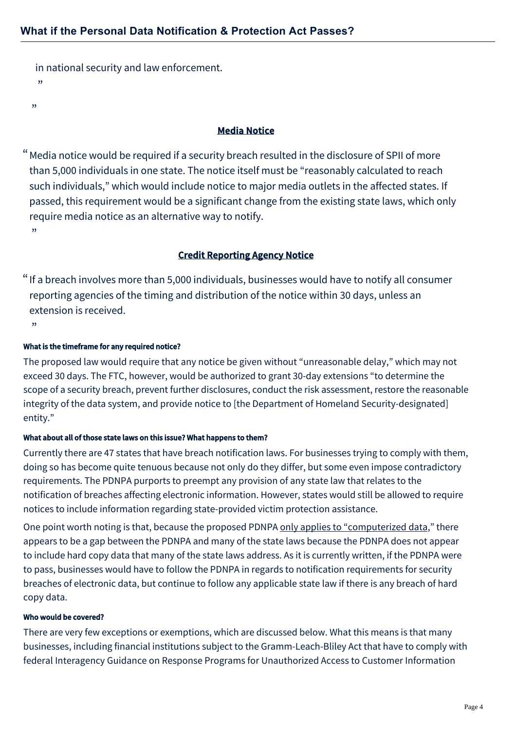in national security and law enforcement.

"

"

**Media Notice**

"Media notice would be required if a security breach resulted in the disclosure of SPII of more than 5,000 individuals in one state. The notice itself must be "reasonably calculated to reach such individuals," which would include notice to major media outlets in the affected states. If passed, this requirement would be a significant change from the existing state laws, which only require media notice as an alternative way to notify.

"

**Credit Reporting Agency Notice**

"If a breach involves more than 5,000 individuals, businesses would have to notify all consumer reporting agencies of the timing and distribution of the notice within 30 days, unless an extension is received.

"

##### What is the timeframe for any required notice?

The proposed law would require that any notice be given without "unreasonable delay," which may not exceed 30 days. The FTC, however, would be authorized to grant 30-day extensions "to determine the scope of a security breach, prevent further disclosures, conduct the risk assessment, restore the reasonable integrity of the data system, and provide notice to [the Department of Homeland Security-designated] entity."

##### What about all of those state laws on this issue? What happens to them?

Currently there are 47 states that have breach notification laws. For businesses trying to comply with them, doing so has become quite tenuous because not only do they differ, but some even impose contradictory requirements. The PDNPA purports to preempt any provision of any state law that relates to the notification of breaches affecting electronic information. However, states would still be allowed to require notices to include information regarding state-provided victim protection assistance.

One point worth noting is that, because the proposed PDNPA only applies to "computerized data," there appears to be a gap between the PDNPA and many of the state laws because the PDNPA does not appear to include hard copy data that many of the state laws address. As it is currently written, if the PDNPA were to pass, businesses would have to follow the PDNPA in regards to notification requirements for security breaches of electronic data, but continue to follow any applicable state law if there is any breach of hard copy data.

##### Who would be covered?

There are very few exceptions or exemptions, which are discussed below. What this means is that many businesses, including financial institutions subject to the Gramm-Leach-Bliley Act that have to comply with federal Interagency Guidance on Response Programs for Unauthorized Access to Customer Information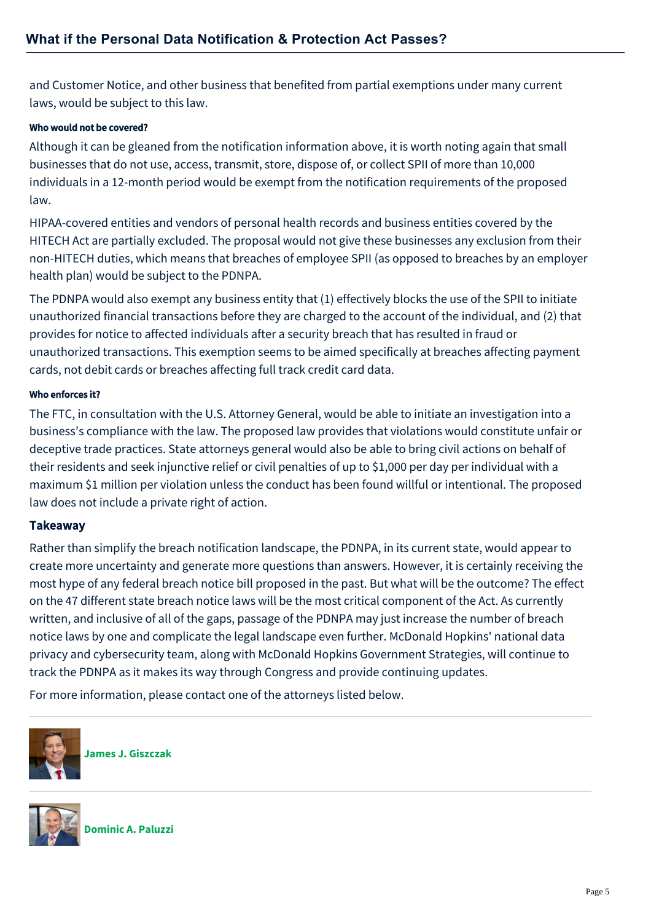and Customer Notice, and other business that benefited from partial exemptions under many current laws, would be subject to this law.

#### Who would not be covered?

Although it can be gleaned from the notification information above, it is worth noting again that small businesses that do not use, access, transmit, store, dispose of, or collect SPII of more than 10,000 individuals in a 12-month period would be exempt from the notification requirements of the proposed law.

HIPAA-covered entities and vendors of personal health records and business entities covered by the HITECH Act are partially excluded. The proposal would not give these businesses any exclusion from their non-HITECH duties, which means that breaches of employee SPII (as opposed to breaches by an employer health plan) would be subject to the PDNPA.

The PDNPA would also exempt any business entity that (1) effectively blocks the use of the SPII to initiate unauthorized financial transactions before they are charged to the account of the individual, and (2) that provides for notice to affected individuals after a security breach that has resulted in fraud or unauthorized transactions. This exemption seems to be aimed specifically at breaches affecting payment cards, not debit cards or breaches affecting full track credit card data.

#### Who enforces it?

The FTC, in consultation with the U.S. Attorney General, would be able to initiate an investigation into a business's compliance with the law. The proposed law provides that violations would constitute unfair or deceptive trade practices. State attorneys general would also be able to bring civil actions on behalf of their residents and seek injunctive relief or civil penalties of up to $1,000 per day per individual with a maximum $1 million per violation unless the conduct has been found willful or intentional. The proposed law does not include a private right of action.

### Takeaway

Rather than simplify the breach notification landscape, the PDNPA, in its current state, would appear to create more uncertainty and generate more questions than answers. However, it is certainly receiving the most hype of any federal breach notice bill proposed in the past. But what will be the outcome? The effect on the 47 different state breach notice laws will be the most critical component of the Act. As currently written, and inclusive of all of the gaps, passage of the PDNPA may just increase the number of breach notice laws by one and complicate the legal landscape even further. McDonald Hopkins' national data privacy and cybersecurity team, along with McDonald Hopkins Government Strategies, will continue to track the PDNPA as it makes its way through Congress and provide continuing updates.

For more information, please contact one of the attorneys listed below.

---

**James J. Giszczak**

---

**Dominic A. Paluzzi**